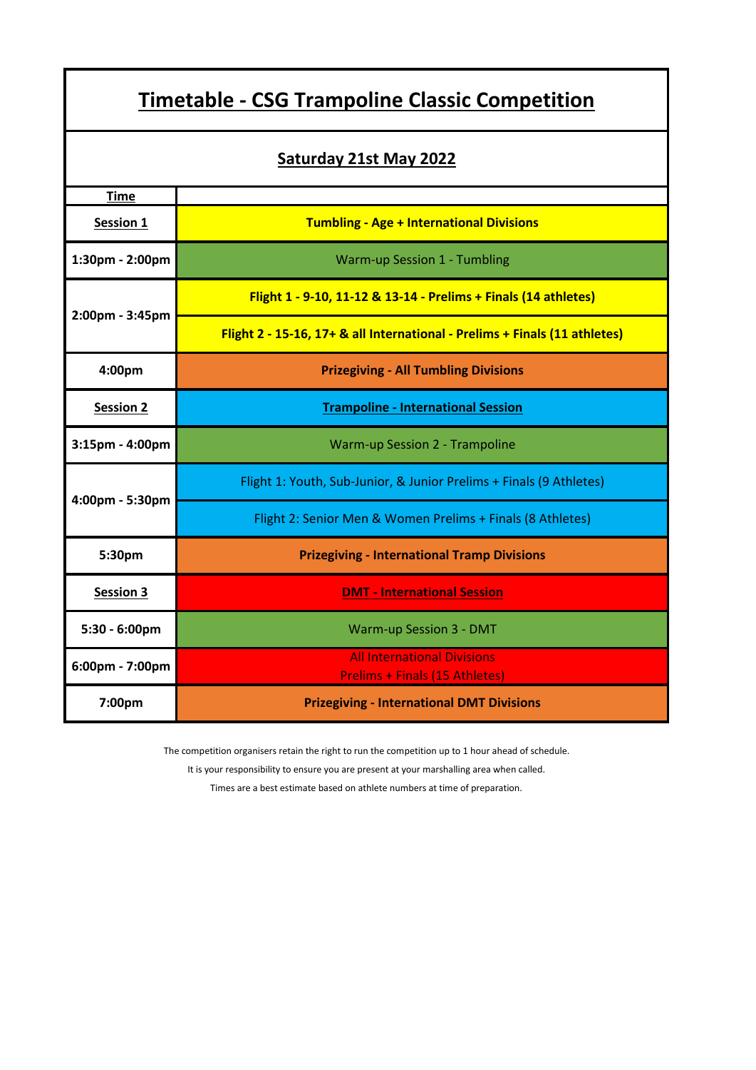# Timetable - CSG Trampoline Classic Competition

## Saturday 21st May 2022

| Time | |
|---|---|
| **Session 1** | **Tumbling - Age + International Divisions** |
| 1:30pm - 2:00pm | Warm-up Session 1 - Tumbling |
| 2:00pm - 3:45pm | **Flight 1 - 9-10, 11-12 & 13-14 - Prelims + Finals (14 athletes)** |
| | **Flight 2 - 15-16, 17+ & all International - Prelims + Finals (11 athletes)** |
| 4:00pm | **Prizegiving - All Tumbling Divisions** |
| **Session 2** | **Trampoline - International Session** |
| 3:15pm - 4:00pm | Warm-up Session 2 - Trampoline |
| 4:00pm - 5:30pm | Flight 1: Youth, Sub-Junior, & Junior Prelims + Finals (9 Athletes) |
| | Flight 2: Senior Men & Women Prelims + Finals (8 Athletes) |
| 5:30pm | **Prizegiving - International Tramp Divisions** |
| **Session 3** | **DMT - International Session** |
| 5:30 - 6:00pm | Warm-up Session 3 - DMT |
| 6:00pm - 7:00pm | All International Divisions<br>Prelims + Finals (15 Athletes) |
| 7:00pm | **Prizegiving - International DMT Divisions** |

The competition organisers retain the right to run the competition up to 1 hour ahead of schedule.

It is your responsibility to ensure you are present at your marshalling area when called.

Times are a best estimate based on athlete numbers at time of preparation.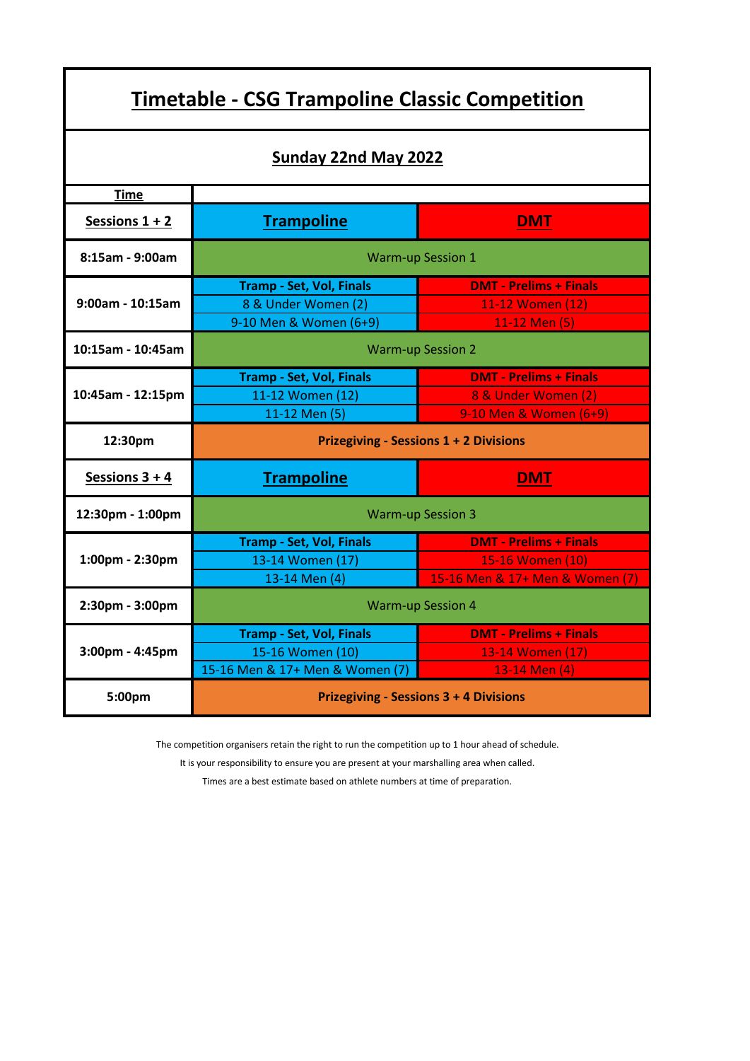# Timetable - CSG Trampoline Classic Competition

## Sunday 22nd May 2022

| Time | | |
|---|---|---|
| **Sessions 1 + 2** | **Trampoline** | **DMT** |
| 8:15am - 9:00am | Warm-up Session 1 | |
| 9:00am - 10:15am | **Tramp - Set, Vol, Finals**<br>8 & Under Women (2)<br>9-10 Men & Women (6+9) | **DMT - Prelims + Finals**<br>11-12 Women (12)<br>11-12 Men (5) |
| 10:15am - 10:45am | Warm-up Session 2 | |
| 10:45am - 12:15pm | **Tramp - Set, Vol, Finals**<br>11-12 Women (12)<br>11-12 Men (5) | **DMT - Prelims + Finals**<br>8 & Under Women (2)<br>9-10 Men & Women (6+9) |
| 12:30pm | **Prizegiving - Sessions 1 + 2 Divisions** | |
| **Sessions 3 + 4** | **Trampoline** | **DMT** |
| 12:30pm - 1:00pm | Warm-up Session 3 | |
| 1:00pm - 2:30pm | **Tramp - Set, Vol, Finals**<br>13-14 Women (17)<br>13-14 Men (4) | **DMT - Prelims + Finals**<br>15-16 Women (10)<br>15-16 Men & 17+ Men & Women (7) |
| 2:30pm - 3:00pm | Warm-up Session 4 | |
| 3:00pm - 4:45pm | **Tramp - Set, Vol, Finals**<br>15-16 Women (10)<br>15-16 Men & 17+ Men & Women (7) | **DMT - Prelims + Finals**<br>13-14 Women (17)<br>13-14 Men (4) |
| 5:00pm | **Prizegiving - Sessions 3 + 4 Divisions** | |

The competition organisers retain the right to run the competition up to 1 hour ahead of schedule.

It is your responsibility to ensure you are present at your marshalling area when called.

Times are a best estimate based on athlete numbers at time of preparation.